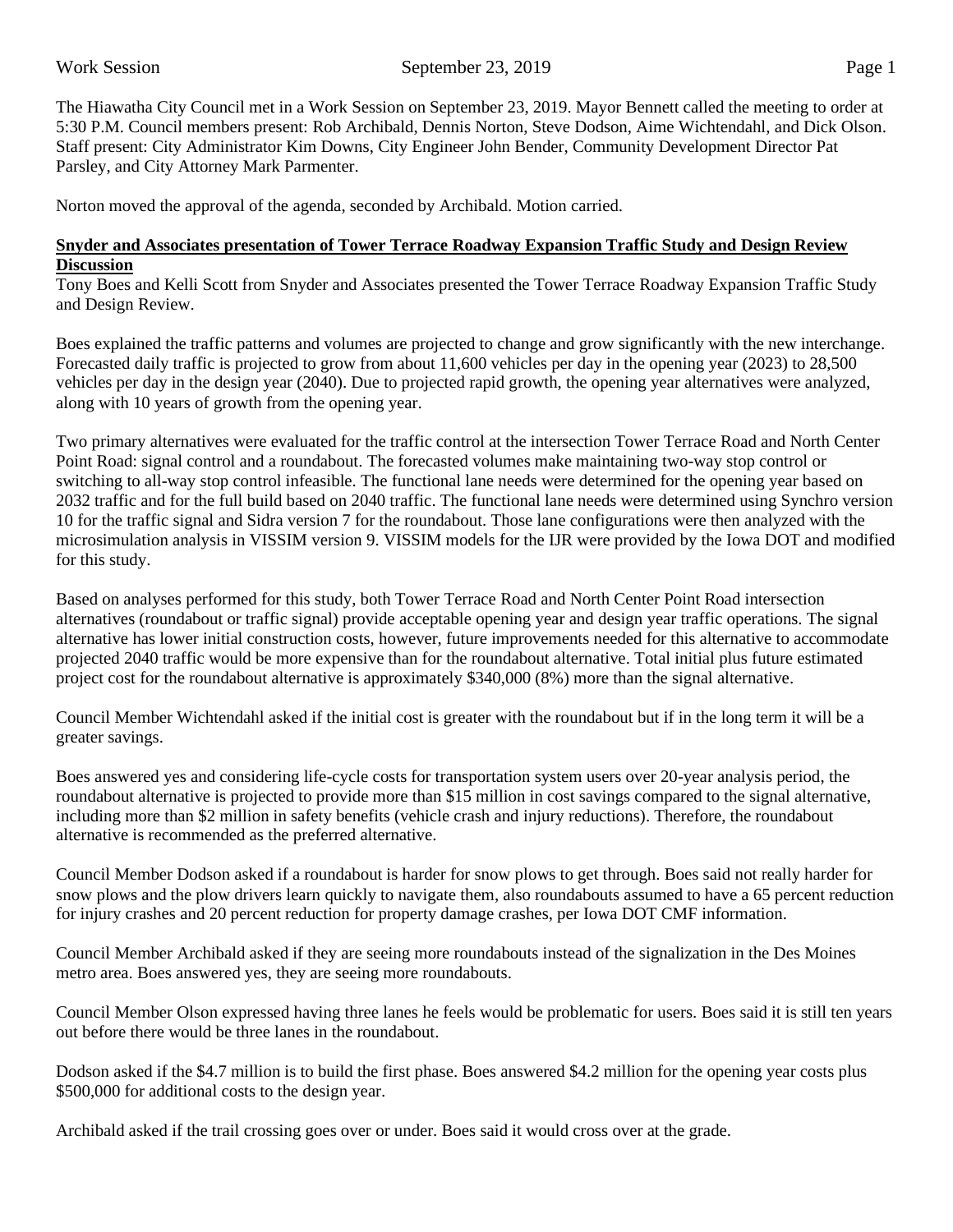The Hiawatha City Council met in a Work Session on September 23, 2019. Mayor Bennett called the meeting to order at 5:30 P.M. Council members present: Rob Archibald, Dennis Norton, Steve Dodson, Aime Wichtendahl, and Dick Olson. Staff present: City Administrator Kim Downs, City Engineer John Bender, Community Development Director Pat Parsley, and City Attorney Mark Parmenter.

Norton moved the approval of the agenda, seconded by Archibald. Motion carried.

**Snyder and Associates presentation of Tower Terrace Roadway Expansion Traffic Study and Design Review Discussion**

Tony Boes and Kelli Scott from Snyder and Associates presented the Tower Terrace Roadway Expansion Traffic Study and Design Review.

Boes explained the traffic patterns and volumes are projected to change and grow significantly with the new interchange. Forecasted daily traffic is projected to grow from about 11,600 vehicles per day in the opening year (2023) to 28,500 vehicles per day in the design year (2040). Due to projected rapid growth, the opening year alternatives were analyzed, along with 10 years of growth from the opening year.

Two primary alternatives were evaluated for the traffic control at the intersection Tower Terrace Road and North Center Point Road: signal control and a roundabout. The forecasted volumes make maintaining two-way stop control or switching to all-way stop control infeasible. The functional lane needs were determined for the opening year based on 2032 traffic and for the full build based on 2040 traffic. The functional lane needs were determined using Synchro version 10 for the traffic signal and Sidra version 7 for the roundabout. Those lane configurations were then analyzed with the microsimulation analysis in VISSIM version 9. VISSIM models for the IJR were provided by the Iowa DOT and modified for this study.

Based on analyses performed for this study, both Tower Terrace Road and North Center Point Road intersection alternatives (roundabout or traffic signal) provide acceptable opening year and design year traffic operations. The signal alternative has lower initial construction costs, however, future improvements needed for this alternative to accommodate projected 2040 traffic would be more expensive than for the roundabout alternative. Total initial plus future estimated project cost for the roundabout alternative is approximately $340,000 (8%) more than the signal alternative.

Council Member Wichtendahl asked if the initial cost is greater with the roundabout but if in the long term it will be a greater savings.

Boes answered yes and considering life-cycle costs for transportation system users over 20-year analysis period, the roundabout alternative is projected to provide more than $15 million in cost savings compared to the signal alternative, including more than $2 million in safety benefits (vehicle crash and injury reductions). Therefore, the roundabout alternative is recommended as the preferred alternative.

Council Member Dodson asked if a roundabout is harder for snow plows to get through. Boes said not really harder for snow plows and the plow drivers learn quickly to navigate them, also roundabouts assumed to have a 65 percent reduction for injury crashes and 20 percent reduction for property damage crashes, per Iowa DOT CMF information.

Council Member Archibald asked if they are seeing more roundabouts instead of the signalization in the Des Moines metro area. Boes answered yes, they are seeing more roundabouts.

Council Member Olson expressed having three lanes he feels would be problematic for users. Boes said it is still ten years out before there would be three lanes in the roundabout.

Dodson asked if the $4.7 million is to build the first phase. Boes answered $4.2 million for the opening year costs plus $500,000 for additional costs to the design year.

Archibald asked if the trail crossing goes over or under. Boes said it would cross over at the grade.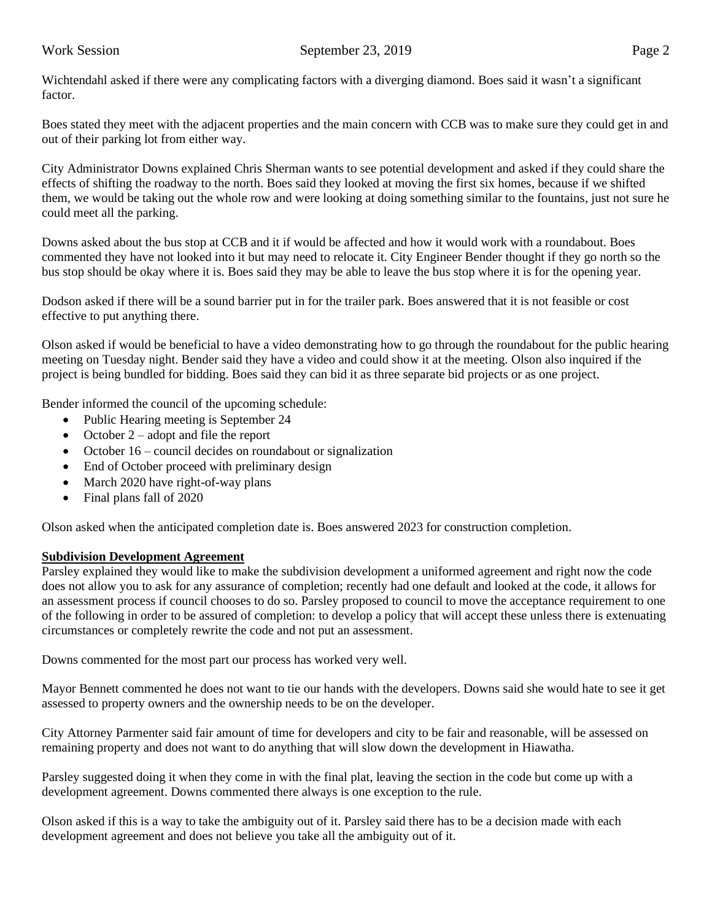Wichtendahl asked if there were any complicating factors with a diverging diamond. Boes said it wasn't a significant factor.

Boes stated they meet with the adjacent properties and the main concern with CCB was to make sure they could get in and out of their parking lot from either way.

City Administrator Downs explained Chris Sherman wants to see potential development and asked if they could share the effects of shifting the roadway to the north. Boes said they looked at moving the first six homes, because if we shifted them, we would be taking out the whole row and were looking at doing something similar to the fountains, just not sure he could meet all the parking.

Downs asked about the bus stop at CCB and it if would be affected and how it would work with a roundabout. Boes commented they have not looked into it but may need to relocate it. City Engineer Bender thought if they go north so the bus stop should be okay where it is. Boes said they may be able to leave the bus stop where it is for the opening year.

Dodson asked if there will be a sound barrier put in for the trailer park. Boes answered that it is not feasible or cost effective to put anything there.

Olson asked if would be beneficial to have a video demonstrating how to go through the roundabout for the public hearing meeting on Tuesday night. Bender said they have a video and could show it at the meeting. Olson also inquired if the project is being bundled for bidding. Boes said they can bid it as three separate bid projects or as one project.

Bender informed the council of the upcoming schedule:

- Public Hearing meeting is September 24
- October 2 – adopt and file the report
- October 16 – council decides on roundabout or signalization
- End of October proceed with preliminary design
- March 2020 have right-of-way plans
- Final plans fall of 2020

Olson asked when the anticipated completion date is. Boes answered 2023 for construction completion.

**Subdivision Development Agreement**

Parsley explained they would like to make the subdivision development a uniformed agreement and right now the code does not allow you to ask for any assurance of completion; recently had one default and looked at the code, it allows for an assessment process if council chooses to do so. Parsley proposed to council to move the acceptance requirement to one of the following in order to be assured of completion: to develop a policy that will accept these unless there is extenuating circumstances or completely rewrite the code and not put an assessment.

Downs commented for the most part our process has worked very well.

Mayor Bennett commented he does not want to tie our hands with the developers. Downs said she would hate to see it get assessed to property owners and the ownership needs to be on the developer.

City Attorney Parmenter said fair amount of time for developers and city to be fair and reasonable, will be assessed on remaining property and does not want to do anything that will slow down the development in Hiawatha.

Parsley suggested doing it when they come in with the final plat, leaving the section in the code but come up with a development agreement. Downs commented there always is one exception to the rule.

Olson asked if this is a way to take the ambiguity out of it. Parsley said there has to be a decision made with each development agreement and does not believe you take all the ambiguity out of it.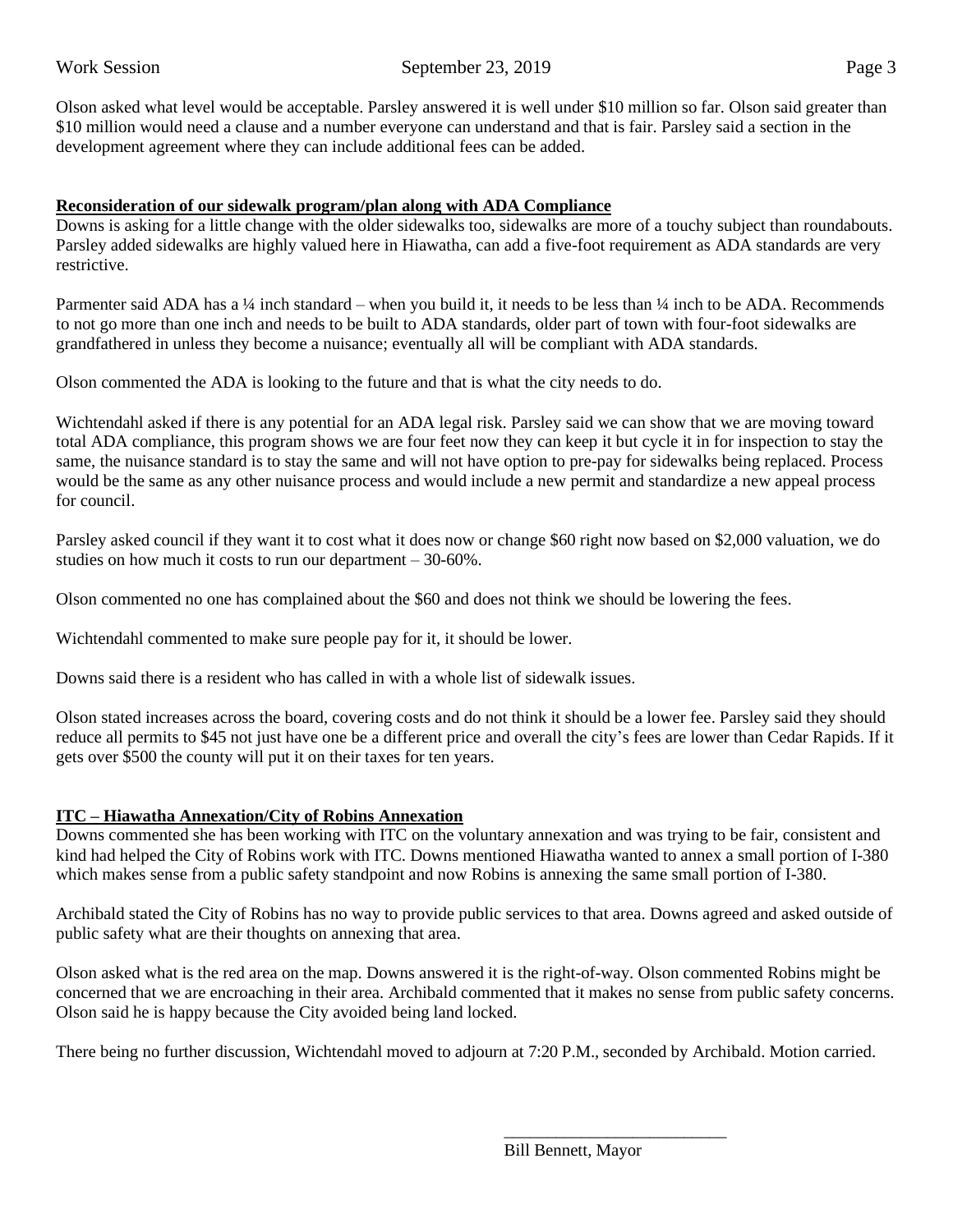Olson asked what level would be acceptable. Parsley answered it is well under $10 million so far. Olson said greater than $10 million would need a clause and a number everyone can understand and that is fair. Parsley said a section in the development agreement where they can include additional fees can be added.

**Reconsideration of our sidewalk program/plan along with ADA Compliance**

Downs is asking for a little change with the older sidewalks too, sidewalks are more of a touchy subject than roundabouts. Parsley added sidewalks are highly valued here in Hiawatha, can add a five-foot requirement as ADA standards are very restrictive.

Parmenter said ADA has a ¼ inch standard – when you build it, it needs to be less than ¼ inch to be ADA. Recommends to not go more than one inch and needs to be built to ADA standards, older part of town with four-foot sidewalks are grandfathered in unless they become a nuisance; eventually all will be compliant with ADA standards.

Olson commented the ADA is looking to the future and that is what the city needs to do.

Wichtendahl asked if there is any potential for an ADA legal risk. Parsley said we can show that we are moving toward total ADA compliance, this program shows we are four feet now they can keep it but cycle it in for inspection to stay the same, the nuisance standard is to stay the same and will not have option to pre-pay for sidewalks being replaced. Process would be the same as any other nuisance process and would include a new permit and standardize a new appeal process for council.

Parsley asked council if they want it to cost what it does now or change $60 right now based on $2,000 valuation, we do studies on how much it costs to run our department – 30-60%.

Olson commented no one has complained about the $60 and does not think we should be lowering the fees.

Wichtendahl commented to make sure people pay for it, it should be lower.

Downs said there is a resident who has called in with a whole list of sidewalk issues.

Olson stated increases across the board, covering costs and do not think it should be a lower fee. Parsley said they should reduce all permits to $45 not just have one be a different price and overall the city's fees are lower than Cedar Rapids. If it gets over $500 the county will put it on their taxes for ten years.

**ITC – Hiawatha Annexation/City of Robins Annexation**

Downs commented she has been working with ITC on the voluntary annexation and was trying to be fair, consistent and kind had helped the City of Robins work with ITC. Downs mentioned Hiawatha wanted to annex a small portion of I-380 which makes sense from a public safety standpoint and now Robins is annexing the same small portion of I-380.

Archibald stated the City of Robins has no way to provide public services to that area. Downs agreed and asked outside of public safety what are their thoughts on annexing that area.

Olson asked what is the red area on the map. Downs answered it is the right-of-way. Olson commented Robins might be concerned that we are encroaching in their area. Archibald commented that it makes no sense from public safety concerns. Olson said he is happy because the City avoided being land locked.

There being no further discussion, Wichtendahl moved to adjourn at 7:20 P.M., seconded by Archibald. Motion carried.

\_\_\_\_\_\_\_\_\_\_\_\_\_\_\_\_\_\_\_\_\_\_\_\_\_\_\_

Bill Bennett, Mayor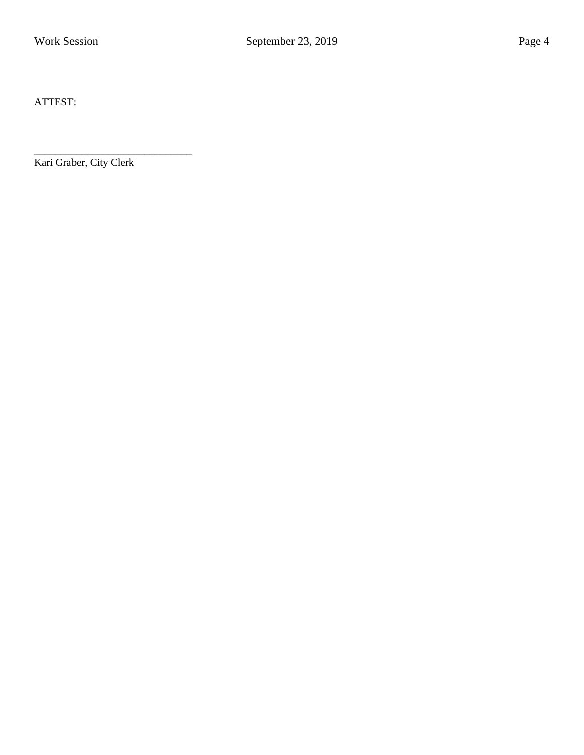ATTEST:

______________________________
Kari Graber, City Clerk